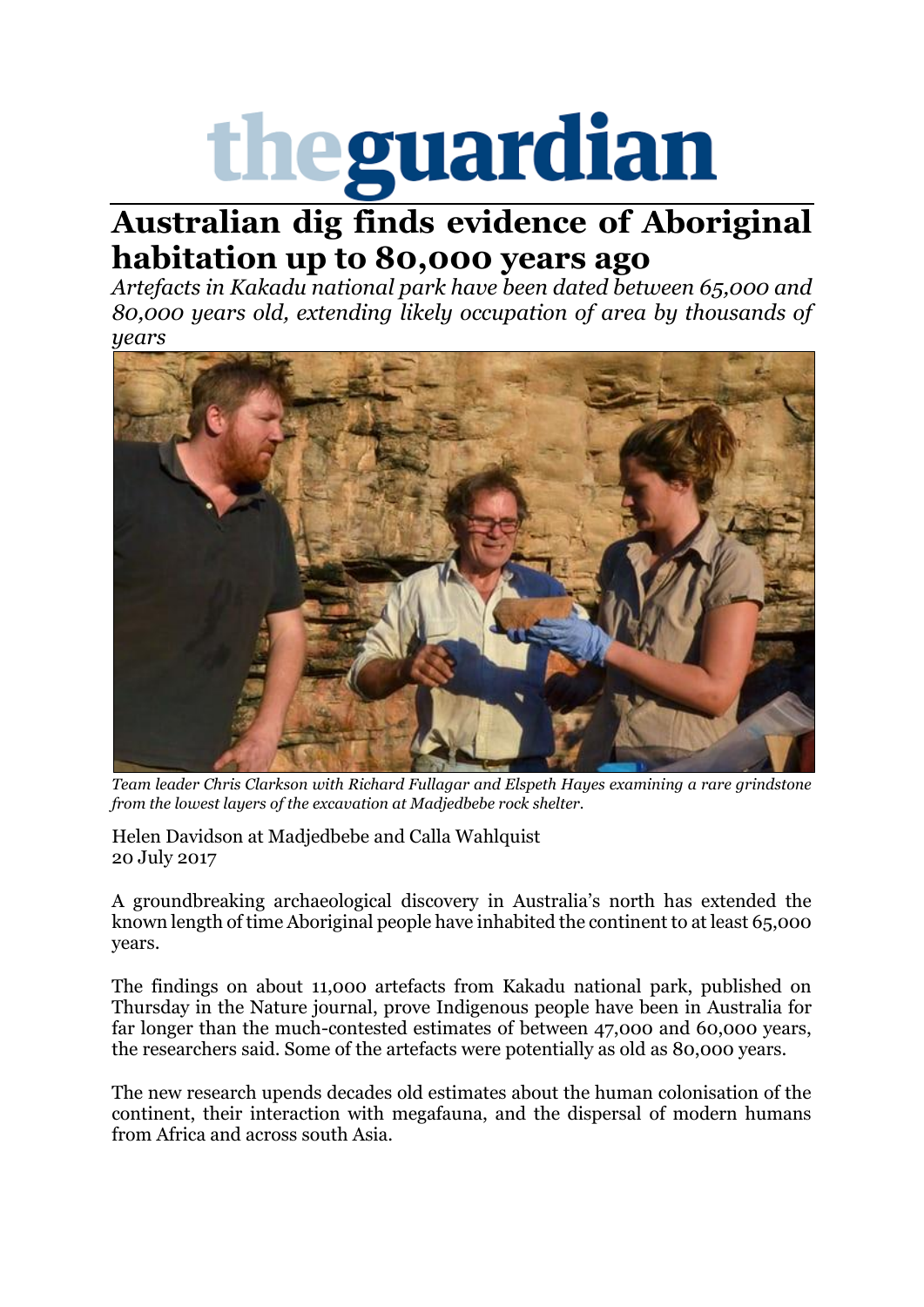# Australian dig finds evidence of Aboriginal habitation up to 80,000 years ago

*Artefacts in Kakadu national park have been dated between 65,000 and 80,000 years old, extending likely occupation of area by thousands of years*

*Team leader Chris Clarkson with Richard Fullagar and Elspeth Hayes examining a rare grindstone from the lowest layers of the excavation at Madjedbebe rock shelter.*

Helen Davidson at Madjedbebe and Calla Wahlquist
20 July 2017

A groundbreaking archaeological discovery in Australia's north has extended the known length of time Aboriginal people have inhabited the continent to at least 65,000 years.

The findings on about 11,000 artefacts from Kakadu national park, published on Thursday in the Nature journal, prove Indigenous people have been in Australia for far longer than the much-contested estimates of between 47,000 and 60,000 years, the researchers said. Some of the artefacts were potentially as old as 80,000 years.

The new research upends decades old estimates about the human colonisation of the continent, their interaction with megafauna, and the dispersal of modern humans from Africa and across south Asia.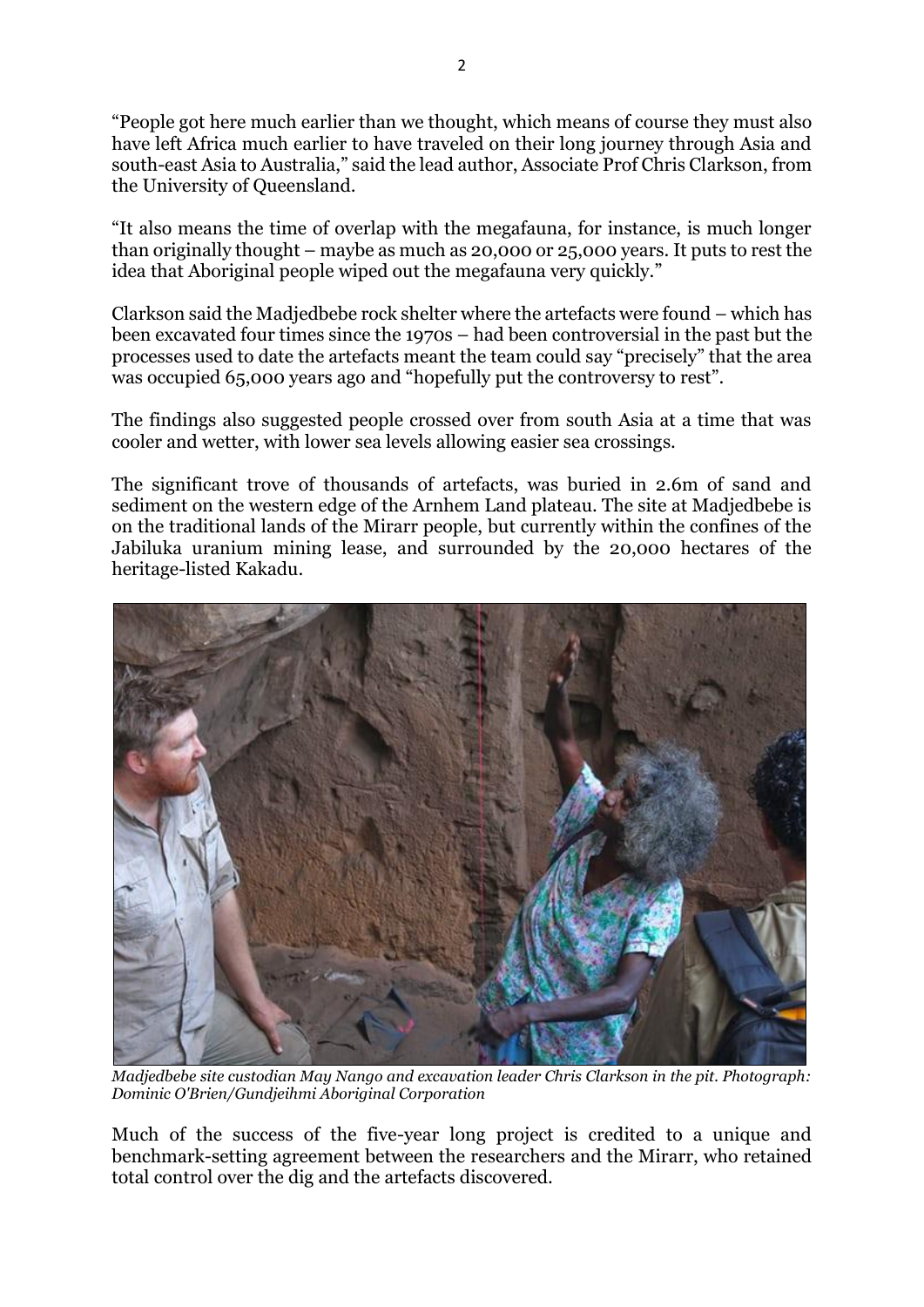"People got here much earlier than we thought, which means of course they must also have left Africa much earlier to have traveled on their long journey through Asia and south-east Asia to Australia," said the lead author, Associate Prof Chris Clarkson, from the University of Queensland.

"It also means the time of overlap with the megafauna, for instance, is much longer than originally thought – maybe as much as 20,000 or 25,000 years. It puts to rest the idea that Aboriginal people wiped out the megafauna very quickly."

Clarkson said the Madjedbebe rock shelter where the artefacts were found – which has been excavated four times since the 1970s – had been controversial in the past but the processes used to date the artefacts meant the team could say "precisely" that the area was occupied 65,000 years ago and "hopefully put the controversy to rest".

The findings also suggested people crossed over from south Asia at a time that was cooler and wetter, with lower sea levels allowing easier sea crossings.

The significant trove of thousands of artefacts, was buried in 2.6m of sand and sediment on the western edge of the Arnhem Land plateau. The site at Madjedbebe is on the traditional lands of the Mirarr people, but currently within the confines of the Jabiluka uranium mining lease, and surrounded by the 20,000 hectares of the heritage-listed Kakadu.

*Madjedbebe site custodian May Nango and excavation leader Chris Clarkson in the pit. Photograph: Dominic O'Brien/Gundjeihmi Aboriginal Corporation*

Much of the success of the five-year long project is credited to a unique and benchmark-setting agreement between the researchers and the Mirarr, who retained total control over the dig and the artefacts discovered.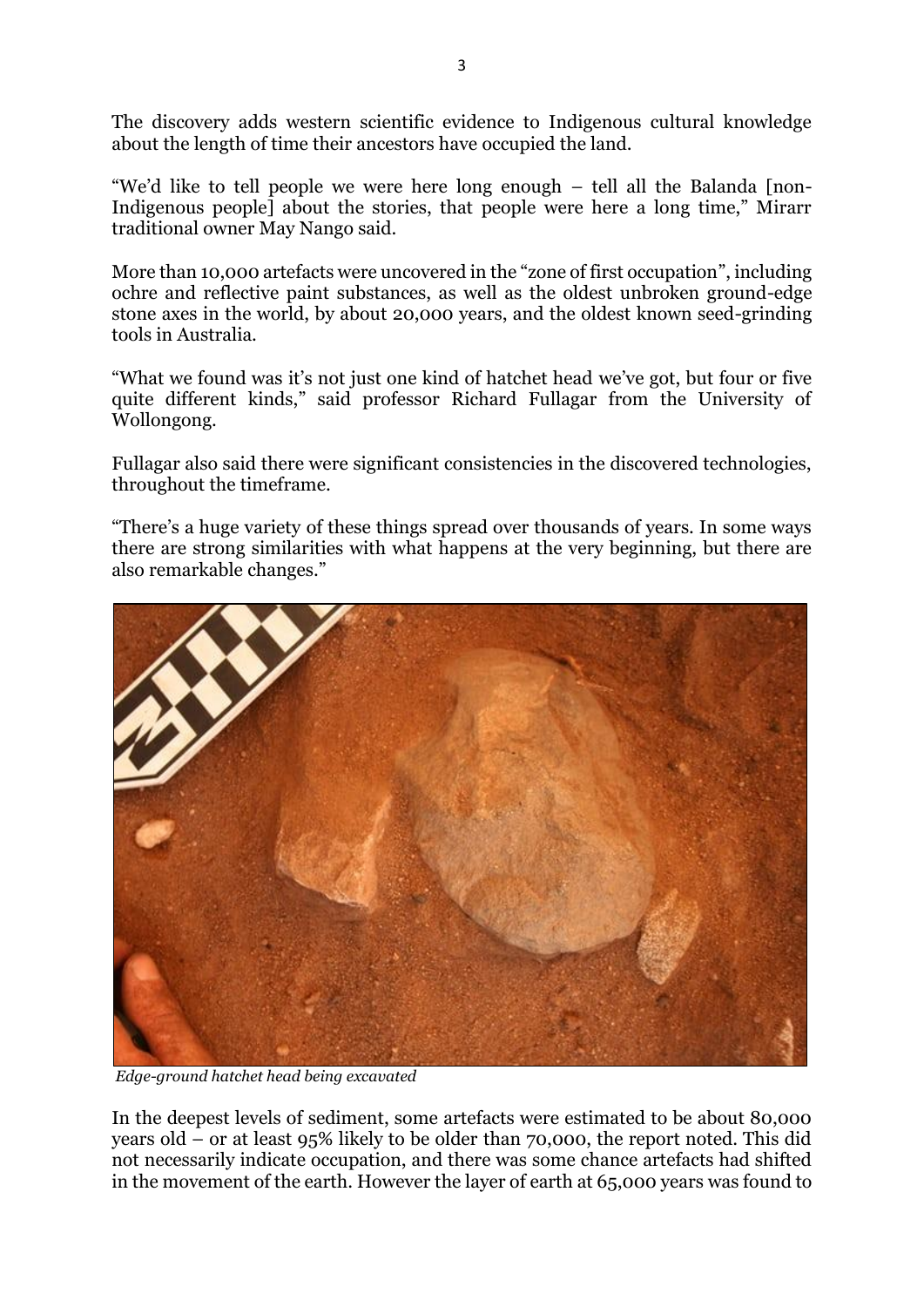The discovery adds western scientific evidence to Indigenous cultural knowledge about the length of time their ancestors have occupied the land.

"We'd like to tell people we were here long enough – tell all the Balanda [non-Indigenous people] about the stories, that people were here a long time," Mirarr traditional owner May Nango said.

More than 10,000 artefacts were uncovered in the "zone of first occupation", including ochre and reflective paint substances, as well as the oldest unbroken ground-edge stone axes in the world, by about 20,000 years, and the oldest known seed-grinding tools in Australia.

"What we found was it's not just one kind of hatchet head we've got, but four or five quite different kinds," said professor Richard Fullagar from the University of Wollongong.

Fullagar also said there were significant consistencies in the discovered technologies, throughout the timeframe.

"There's a huge variety of these things spread over thousands of years. In some ways there are strong similarities with what happens at the very beginning, but there are also remarkable changes."

*Edge-ground hatchet head being excavated*

In the deepest levels of sediment, some artefacts were estimated to be about 80,000 years old – or at least 95% likely to be older than 70,000, the report noted. This did not necessarily indicate occupation, and there was some chance artefacts had shifted in the movement of the earth. However the layer of earth at 65,000 years was found to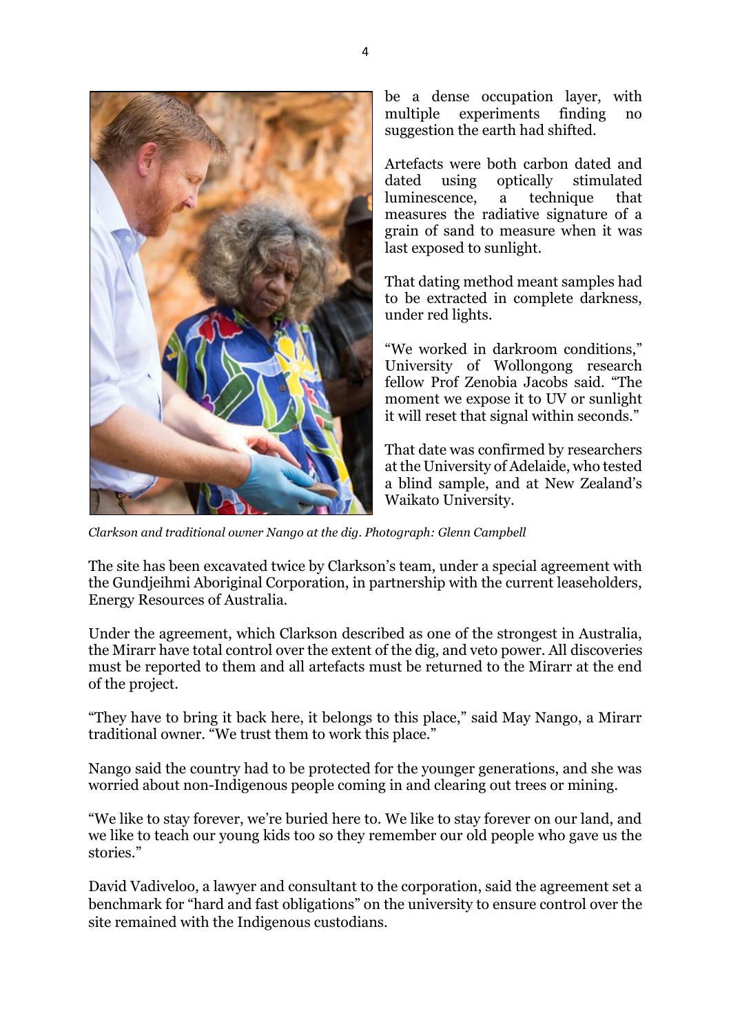be a dense occupation layer, with multiple experiments finding no suggestion the earth had shifted.

Artefacts were both carbon dated and dated using optically stimulated luminescence, a technique that measures the radiative signature of a grain of sand to measure when it was last exposed to sunlight.

That dating method meant samples had to be extracted in complete darkness, under red lights.

"We worked in darkroom conditions," University of Wollongong research fellow Prof Zenobia Jacobs said. "The moment we expose it to UV or sunlight it will reset that signal within seconds."

That date was confirmed by researchers at the University of Adelaide, who tested a blind sample, and at New Zealand's Waikato University.

*Clarkson and traditional owner Nango at the dig. Photograph: Glenn Campbell*

The site has been excavated twice by Clarkson's team, under a special agreement with the Gundjeihmi Aboriginal Corporation, in partnership with the current leaseholders, Energy Resources of Australia.

Under the agreement, which Clarkson described as one of the strongest in Australia, the Mirarr have total control over the extent of the dig, and veto power. All discoveries must be reported to them and all artefacts must be returned to the Mirarr at the end of the project.

"They have to bring it back here, it belongs to this place," said May Nango, a Mirarr traditional owner. "We trust them to work this place."

Nango said the country had to be protected for the younger generations, and she was worried about non-Indigenous people coming in and clearing out trees or mining.

"We like to stay forever, we're buried here to. We like to stay forever on our land, and we like to teach our young kids too so they remember our old people who gave us the stories."

David Vadiveloo, a lawyer and consultant to the corporation, said the agreement set a benchmark for "hard and fast obligations" on the university to ensure control over the site remained with the Indigenous custodians.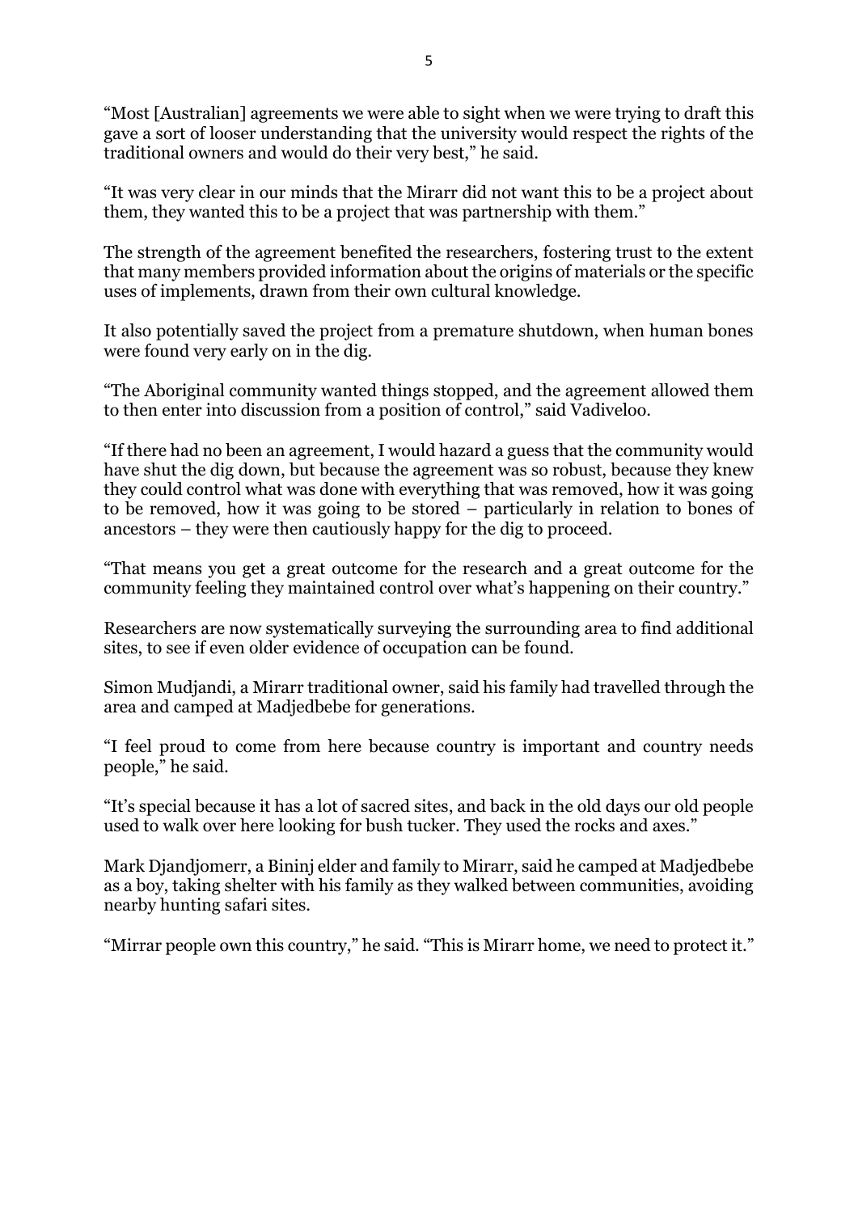"Most [Australian] agreements we were able to sight when we were trying to draft this gave a sort of looser understanding that the university would respect the rights of the traditional owners and would do their very best," he said.

"It was very clear in our minds that the Mirarr did not want this to be a project about them, they wanted this to be a project that was partnership with them."

The strength of the agreement benefited the researchers, fostering trust to the extent that many members provided information about the origins of materials or the specific uses of implements, drawn from their own cultural knowledge.

It also potentially saved the project from a premature shutdown, when human bones were found very early on in the dig.

"The Aboriginal community wanted things stopped, and the agreement allowed them to then enter into discussion from a position of control," said Vadiveloo.

"If there had no been an agreement, I would hazard a guess that the community would have shut the dig down, but because the agreement was so robust, because they knew they could control what was done with everything that was removed, how it was going to be removed, how it was going to be stored – particularly in relation to bones of ancestors – they were then cautiously happy for the dig to proceed.

"That means you get a great outcome for the research and a great outcome for the community feeling they maintained control over what's happening on their country."

Researchers are now systematically surveying the surrounding area to find additional sites, to see if even older evidence of occupation can be found.

Simon Mudjandi, a Mirarr traditional owner, said his family had travelled through the area and camped at Madjedbebe for generations.

"I feel proud to come from here because country is important and country needs people," he said.

"It's special because it has a lot of sacred sites, and back in the old days our old people used to walk over here looking for bush tucker. They used the rocks and axes."

Mark Djandjomerr, a Bininj elder and family to Mirarr, said he camped at Madjedbebe as a boy, taking shelter with his family as they walked between communities, avoiding nearby hunting safari sites.

"Mirrar people own this country," he said. "This is Mirarr home, we need to protect it."